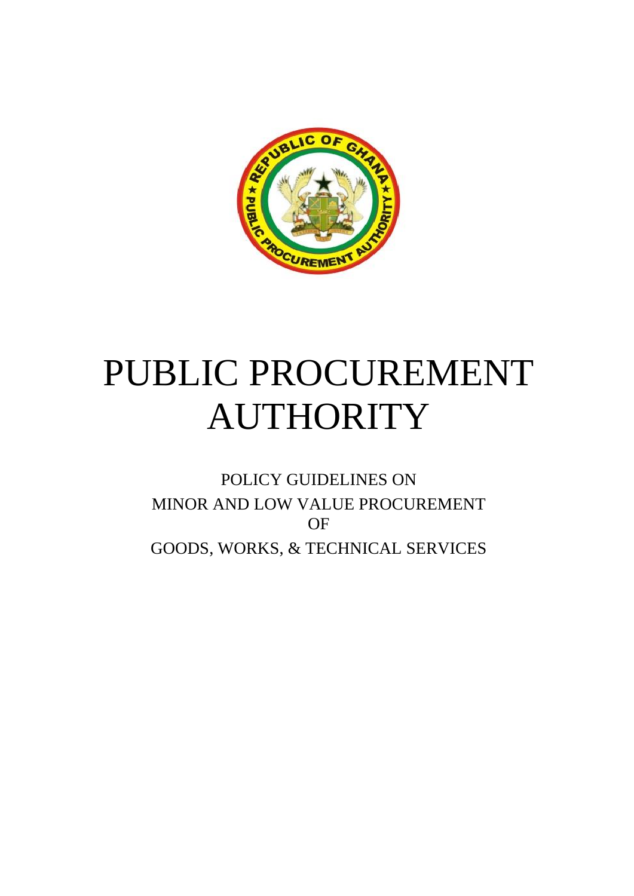# PUBLIC PROCUREMENT AUTHORITY

POLICY GUIDELINES ON
MINOR AND LOW VALUE PROCUREMENT
OF
GOODS, WORKS, & TECHNICAL SERVICES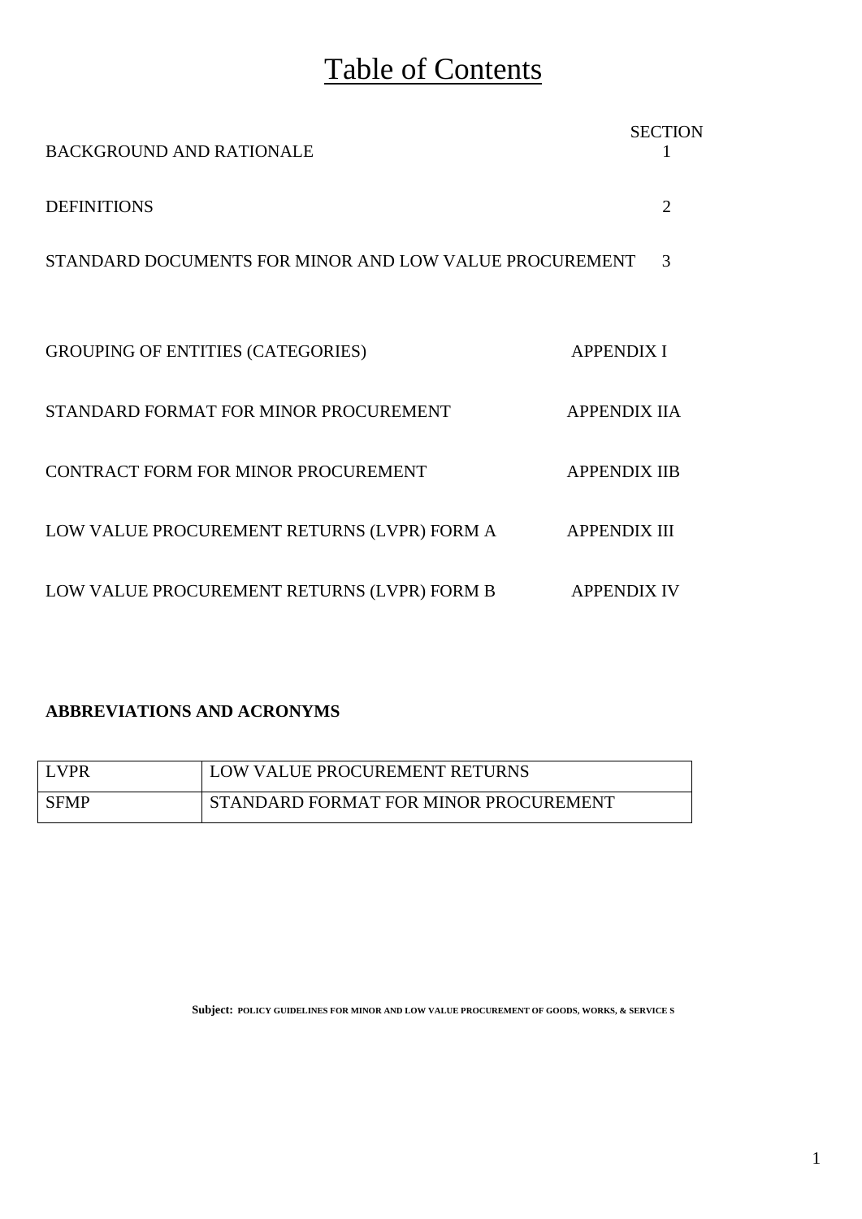# Table of Contents

| | SECTION |
|---|---|
| BACKGROUND AND RATIONALE | 1 |
| DEFINITIONS | 2 |
| STANDARD DOCUMENTS FOR MINOR AND LOW VALUE PROCUREMENT | 3 |

| | |
|---|---|
| GROUPING OF ENTITIES (CATEGORIES) | APPENDIX I |
| STANDARD FORMAT FOR MINOR PROCUREMENT | APPENDIX IIA |
| CONTRACT FORM FOR MINOR PROCUREMENT | APPENDIX IIB |
| LOW VALUE PROCUREMENT RETURNS (LVPR) FORM A | APPENDIX III |
| LOW VALUE PROCUREMENT RETURNS (LVPR) FORM B | APPENDIX IV |

**ABBREVIATIONS AND ACRONYMS**

| | |
|---|---|
| LVPR | LOW VALUE PROCUREMENT RETURNS |
| SFMP | STANDARD FORMAT FOR MINOR PROCUREMENT |

**Subject: POLICY GUIDELINES FOR MINOR AND LOW VALUE PROCUREMENT OF GOODS, WORKS, & SERVICE S**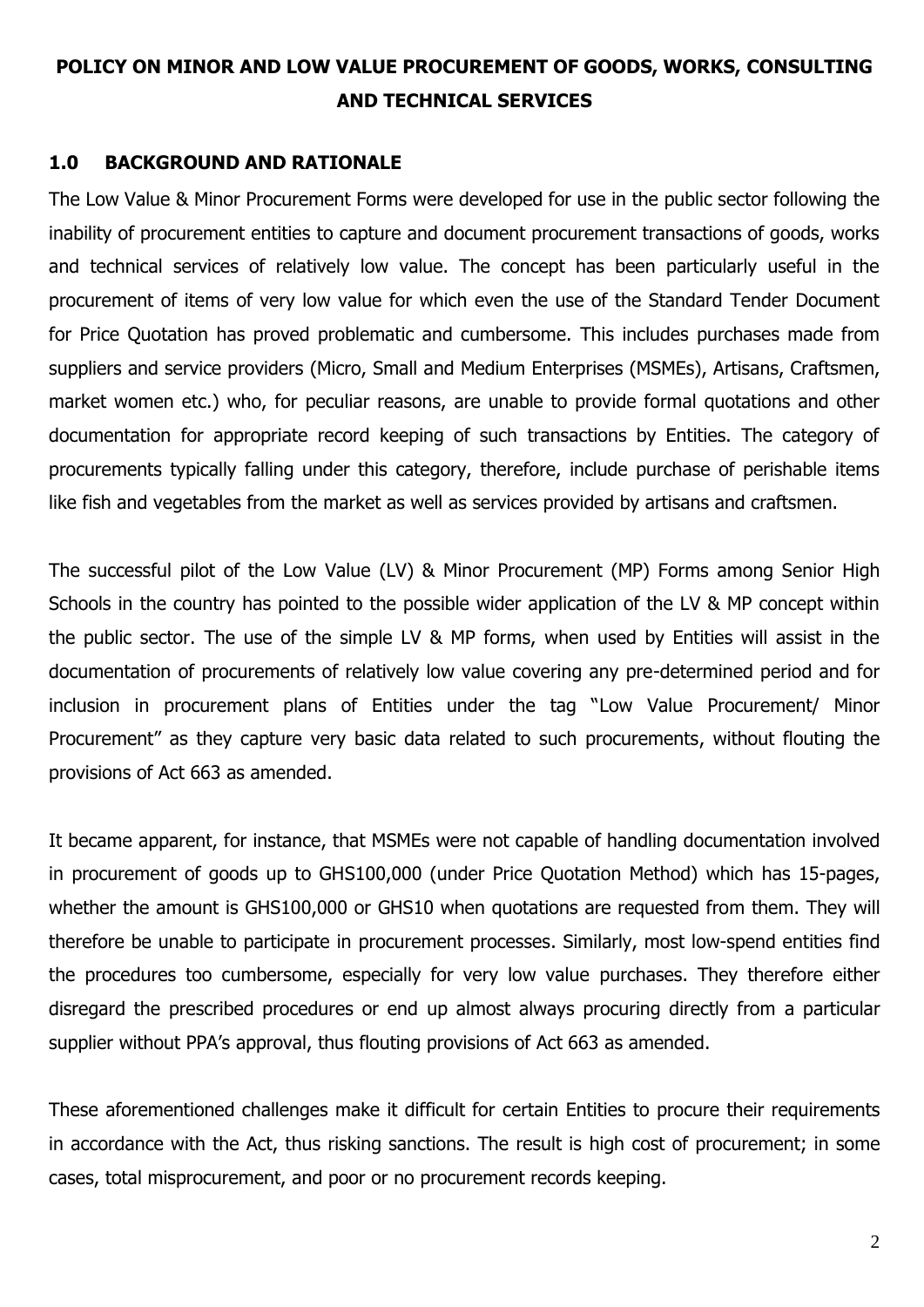# POLICY ON MINOR AND LOW VALUE PROCUREMENT OF GOODS, WORKS, CONSULTING AND TECHNICAL SERVICES

## 1.0 BACKGROUND AND RATIONALE

The Low Value & Minor Procurement Forms were developed for use in the public sector following the inability of procurement entities to capture and document procurement transactions of goods, works and technical services of relatively low value. The concept has been particularly useful in the procurement of items of very low value for which even the use of the Standard Tender Document for Price Quotation has proved problematic and cumbersome. This includes purchases made from suppliers and service providers (Micro, Small and Medium Enterprises (MSMEs), Artisans, Craftsmen, market women etc.) who, for peculiar reasons, are unable to provide formal quotations and other documentation for appropriate record keeping of such transactions by Entities. The category of procurements typically falling under this category, therefore, include purchase of perishable items like fish and vegetables from the market as well as services provided by artisans and craftsmen.

The successful pilot of the Low Value (LV) & Minor Procurement (MP) Forms among Senior High Schools in the country has pointed to the possible wider application of the LV & MP concept within the public sector. The use of the simple LV & MP forms, when used by Entities will assist in the documentation of procurements of relatively low value covering any pre-determined period and for inclusion in procurement plans of Entities under the tag "Low Value Procurement/ Minor Procurement" as they capture very basic data related to such procurements, without flouting the provisions of Act 663 as amended.

It became apparent, for instance, that MSMEs were not capable of handling documentation involved in procurement of goods up to GHS100,000 (under Price Quotation Method) which has 15-pages, whether the amount is GHS100,000 or GHS10 when quotations are requested from them. They will therefore be unable to participate in procurement processes. Similarly, most low-spend entities find the procedures too cumbersome, especially for very low value purchases. They therefore either disregard the prescribed procedures or end up almost always procuring directly from a particular supplier without PPA's approval, thus flouting provisions of Act 663 as amended.

These aforementioned challenges make it difficult for certain Entities to procure their requirements in accordance with the Act, thus risking sanctions. The result is high cost of procurement; in some cases, total misprocurement, and poor or no procurement records keeping.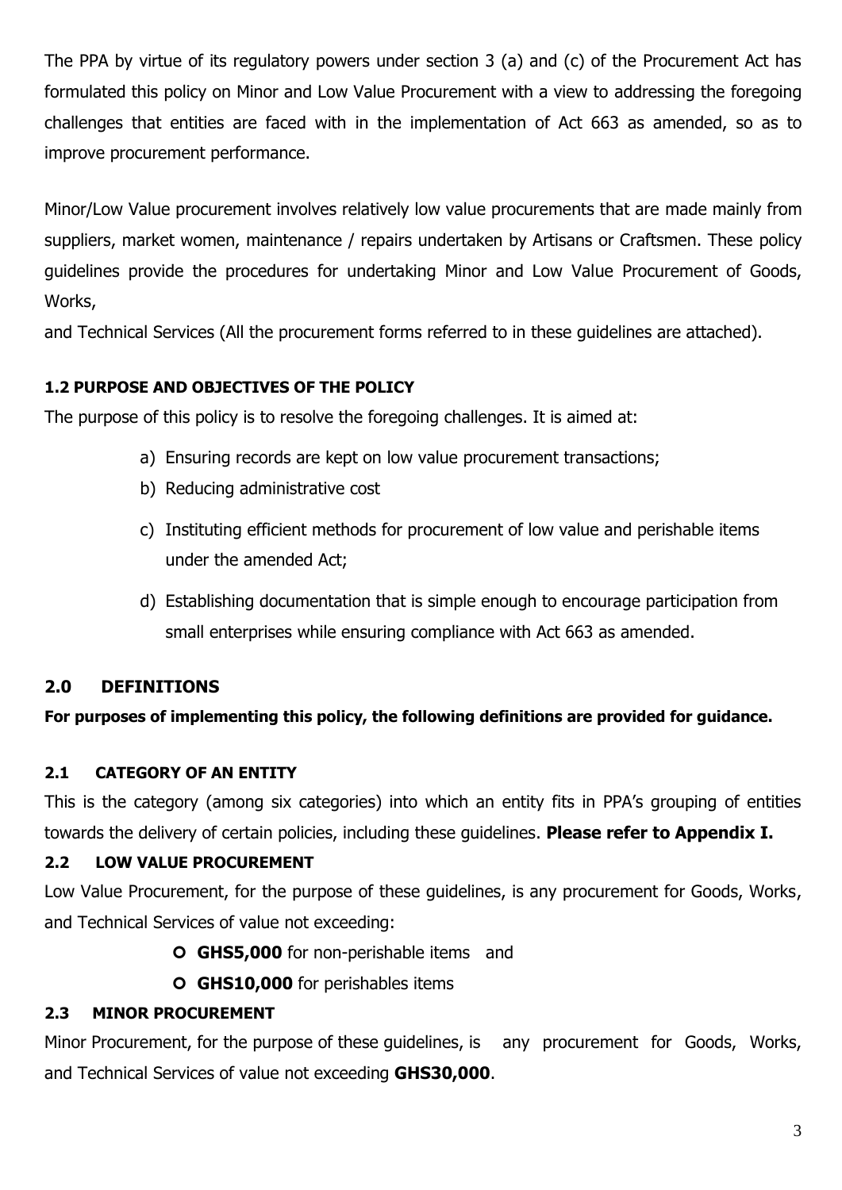The PPA by virtue of its regulatory powers under section 3 (a) and (c) of the Procurement Act has formulated this policy on Minor and Low Value Procurement with a view to addressing the foregoing challenges that entities are faced with in the implementation of Act 663 as amended, so as to improve procurement performance.

Minor/Low Value procurement involves relatively low value procurements that are made mainly from suppliers, market women, maintenance / repairs undertaken by Artisans or Craftsmen. These policy guidelines provide the procedures for undertaking Minor and Low Value Procurement of Goods, Works,

and Technical Services (All the procurement forms referred to in these guidelines are attached).

### 1.2 PURPOSE AND OBJECTIVES OF THE POLICY

The purpose of this policy is to resolve the foregoing challenges. It is aimed at:

a) Ensuring records are kept on low value procurement transactions;
b) Reducing administrative cost
c) Instituting efficient methods for procurement of low value and perishable items under the amended Act;
d) Establishing documentation that is simple enough to encourage participation from small enterprises while ensuring compliance with Act 663 as amended.

## 2.0 DEFINITIONS

**For purposes of implementing this policy, the following definitions are provided for guidance.**

### 2.1 CATEGORY OF AN ENTITY

This is the category (among six categories) into which an entity fits in PPA's grouping of entities towards the delivery of certain policies, including these guidelines. **Please refer to Appendix I.**

### 2.2 LOW VALUE PROCUREMENT

Low Value Procurement, for the purpose of these guidelines, is any procurement for Goods, Works, and Technical Services of value not exceeding:

- **GHS5,000** for non-perishable items and
- **GHS10,000** for perishables items

### 2.3 MINOR PROCUREMENT

Minor Procurement, for the purpose of these guidelines, is any procurement for Goods, Works, and Technical Services of value not exceeding **GHS30,000**.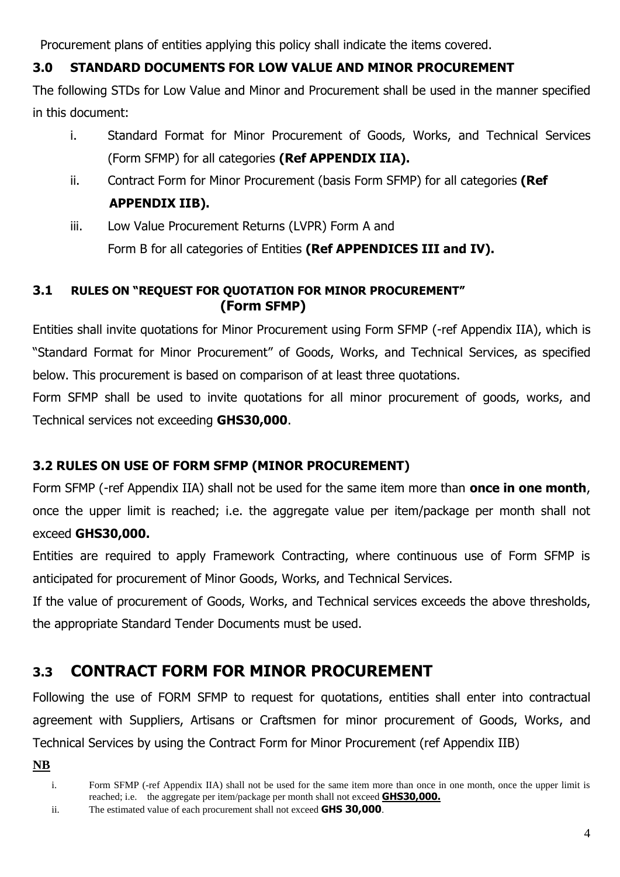Procurement plans of entities applying this policy shall indicate the items covered.

## 3.0 STANDARD DOCUMENTS FOR LOW VALUE AND MINOR PROCUREMENT

The following STDs for Low Value and Minor and Procurement shall be used in the manner specified in this document:

i. Standard Format for Minor Procurement of Goods, Works, and Technical Services (Form SFMP) for all categories **(Ref APPENDIX IIA).**

ii. Contract Form for Minor Procurement (basis Form SFMP) for all categories **(Ref APPENDIX IIB).**

iii. Low Value Procurement Returns (LVPR) Form A and Form B for all categories of Entities **(Ref APPENDICES III and IV).**

### 3.1 RULES ON "REQUEST FOR QUOTATION FOR MINOR PROCUREMENT" (Form SFMP)

Entities shall invite quotations for Minor Procurement using Form SFMP (-ref Appendix IIA), which is "Standard Format for Minor Procurement" of Goods, Works, and Technical Services, as specified below. This procurement is based on comparison of at least three quotations.

Form SFMP shall be used to invite quotations for all minor procurement of goods, works, and Technical services not exceeding **GHS30,000**.

### 3.2 RULES ON USE OF FORM SFMP (MINOR PROCUREMENT)

Form SFMP (-ref Appendix IIA) shall not be used for the same item more than **once in one month**, once the upper limit is reached; i.e. the aggregate value per item/package per month shall not exceed **GHS30,000.**

Entities are required to apply Framework Contracting, where continuous use of Form SFMP is anticipated for procurement of Minor Goods, Works, and Technical Services.

If the value of procurement of Goods, Works, and Technical services exceeds the above thresholds, the appropriate Standard Tender Documents must be used.

## 3.3 CONTRACT FORM FOR MINOR PROCUREMENT

Following the use of FORM SFMP to request for quotations, entities shall enter into contractual agreement with Suppliers, Artisans or Craftsmen for minor procurement of Goods, Works, and Technical Services by using the Contract Form for Minor Procurement (ref Appendix IIB)

**NB**

i. Form SFMP (-ref Appendix IIA) shall not be used for the same item more than once in one month, once the upper limit is reached; i.e. the aggregate per item/package per month shall not exceed **GHS30,000.**

ii. The estimated value of each procurement shall not exceed **GHS 30,000**.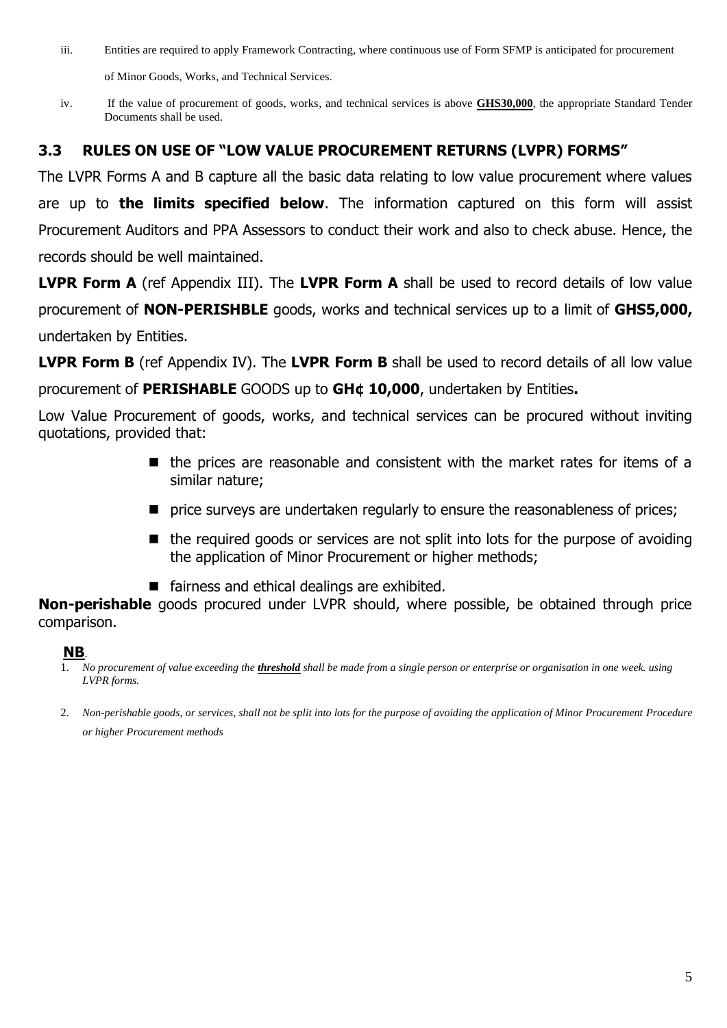iii. Entities are required to apply Framework Contracting, where continuous use of Form SFMP is anticipated for procurement of Minor Goods, Works, and Technical Services.

iv. If the value of procurement of goods, works, and technical services is above **GHS30,000**, the appropriate Standard Tender Documents shall be used.

## 3.3 RULES ON USE OF "LOW VALUE PROCUREMENT RETURNS (LVPR) FORMS"

The LVPR Forms A and B capture all the basic data relating to low value procurement where values are up to **the limits specified below**. The information captured on this form will assist Procurement Auditors and PPA Assessors to conduct their work and also to check abuse. Hence, the records should be well maintained.

**LVPR Form A** (ref Appendix III). The **LVPR Form A** shall be used to record details of low value procurement of **NON-PERISHBLE** goods, works and technical services up to a limit of **GHS5,000,** undertaken by Entities.

**LVPR Form B** (ref Appendix IV). The **LVPR Form B** shall be used to record details of all low value procurement of **PERISHABLE** GOODS up to **GH¢ 10,000**, undertaken by Entities**.**

Low Value Procurement of goods, works, and technical services can be procured without inviting quotations, provided that:

- the prices are reasonable and consistent with the market rates for items of a similar nature;
- price surveys are undertaken regularly to ensure the reasonableness of prices;
- the required goods or services are not split into lots for the purpose of avoiding the application of Minor Procurement or higher methods;
- fairness and ethical dealings are exhibited.

**Non-perishable** goods procured under LVPR should, where possible, be obtained through price comparison.

**NB**.

1. *No procurement of value exceeding the **threshold** shall be made from a single person or enterprise or organisation in one week. using LVPR forms.*

2. *Non-perishable goods, or services, shall not be split into lots for the purpose of avoiding the application of Minor Procurement Procedure or higher Procurement methods*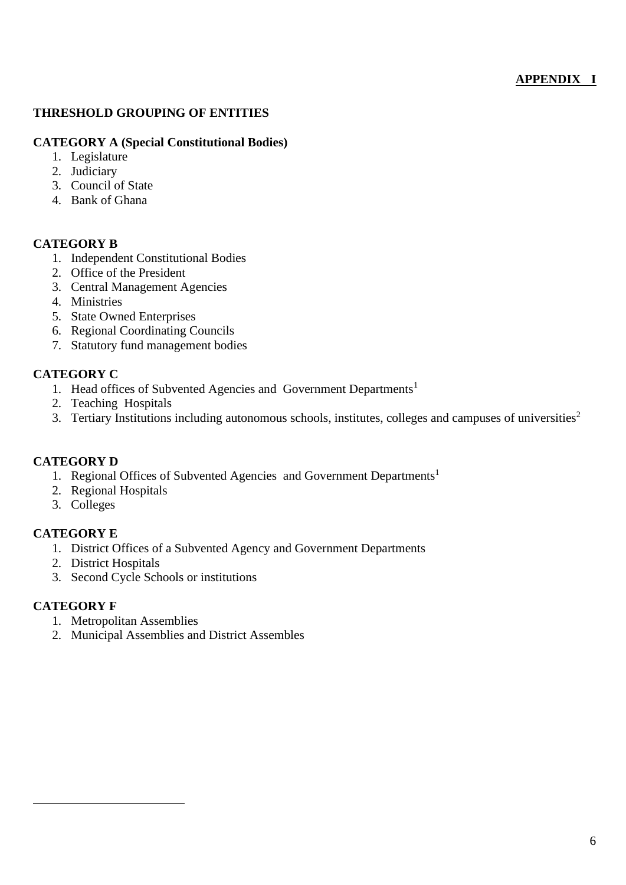**APPENDIX I**

## THRESHOLD GROUPING OF ENTITIES

### CATEGORY A (Special Constitutional Bodies)

1. Legislature
2. Judiciary
3. Council of State
4. Bank of Ghana

### CATEGORY B

1. Independent Constitutional Bodies
2. Office of the President
3. Central Management Agencies
4. Ministries
5. State Owned Enterprises
6. Regional Coordinating Councils
7. Statutory fund management bodies

### CATEGORY C

1. Head offices of Subvented Agencies and Government Departments[1]
2. Teaching Hospitals
3. Tertiary Institutions including autonomous schools, institutes, colleges and campuses of universities[2]

### CATEGORY D

1. Regional Offices of Subvented Agencies and Government Departments[1]
2. Regional Hospitals
3. Colleges

### CATEGORY E

1. District Offices of a Subvented Agency and Government Departments
2. District Hospitals
3. Second Cycle Schools or institutions

### CATEGORY F

1. Metropolitan Assemblies
2. Municipal Assemblies and District Assembles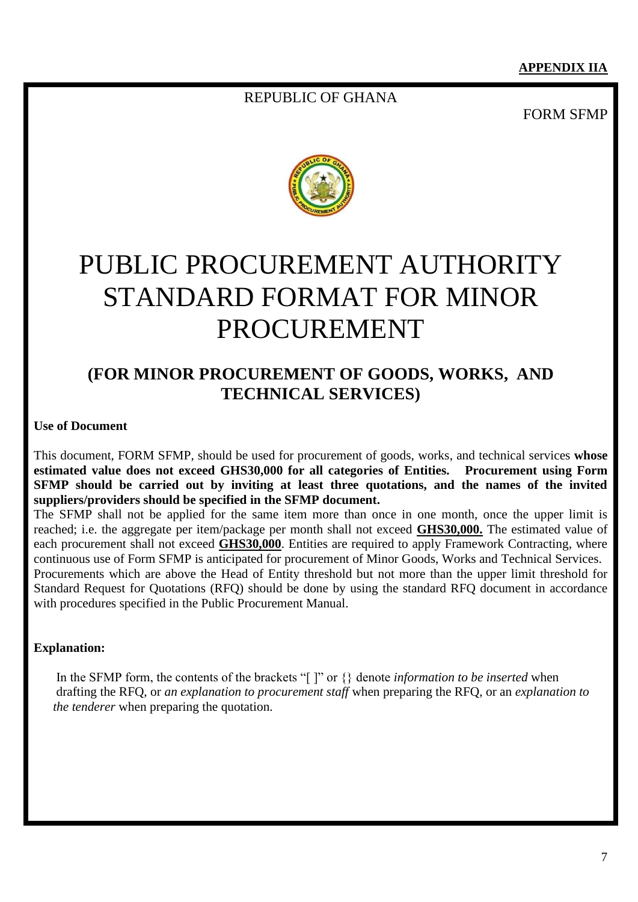**APPENDIX IIA**

REPUBLIC OF GHANA

FORM SFMP

# PUBLIC PROCUREMENT AUTHORITY STANDARD FORMAT FOR MINOR PROCUREMENT

## (FOR MINOR PROCUREMENT OF GOODS, WORKS, AND TECHNICAL SERVICES)

**Use of Document**

This document, FORM SFMP, should be used for procurement of goods, works, and technical services **whose estimated value does not exceed GHS30,000 for all categories of Entities. Procurement using Form SFMP should be carried out by inviting at least three quotations, and the names of the invited suppliers/providers should be specified in the SFMP document.**

The SFMP shall not be applied for the same item more than once in one month, once the upper limit is reached; i.e. the aggregate per item/package per month shall not exceed **GHS30,000.** The estimated value of each procurement shall not exceed **GHS30,000**. Entities are required to apply Framework Contracting, where continuous use of Form SFMP is anticipated for procurement of Minor Goods, Works and Technical Services.

Procurements which are above the Head of Entity threshold but not more than the upper limit threshold for Standard Request for Quotations (RFQ) should be done by using the standard RFQ document in accordance with procedures specified in the Public Procurement Manual.

**Explanation:**

In the SFMP form, the contents of the brackets "[ ]" or {} denote *information to be inserted* when drafting the RFQ, or *an explanation to procurement staff* when preparing the RFQ, or an *explanation to the tenderer* when preparing the quotation.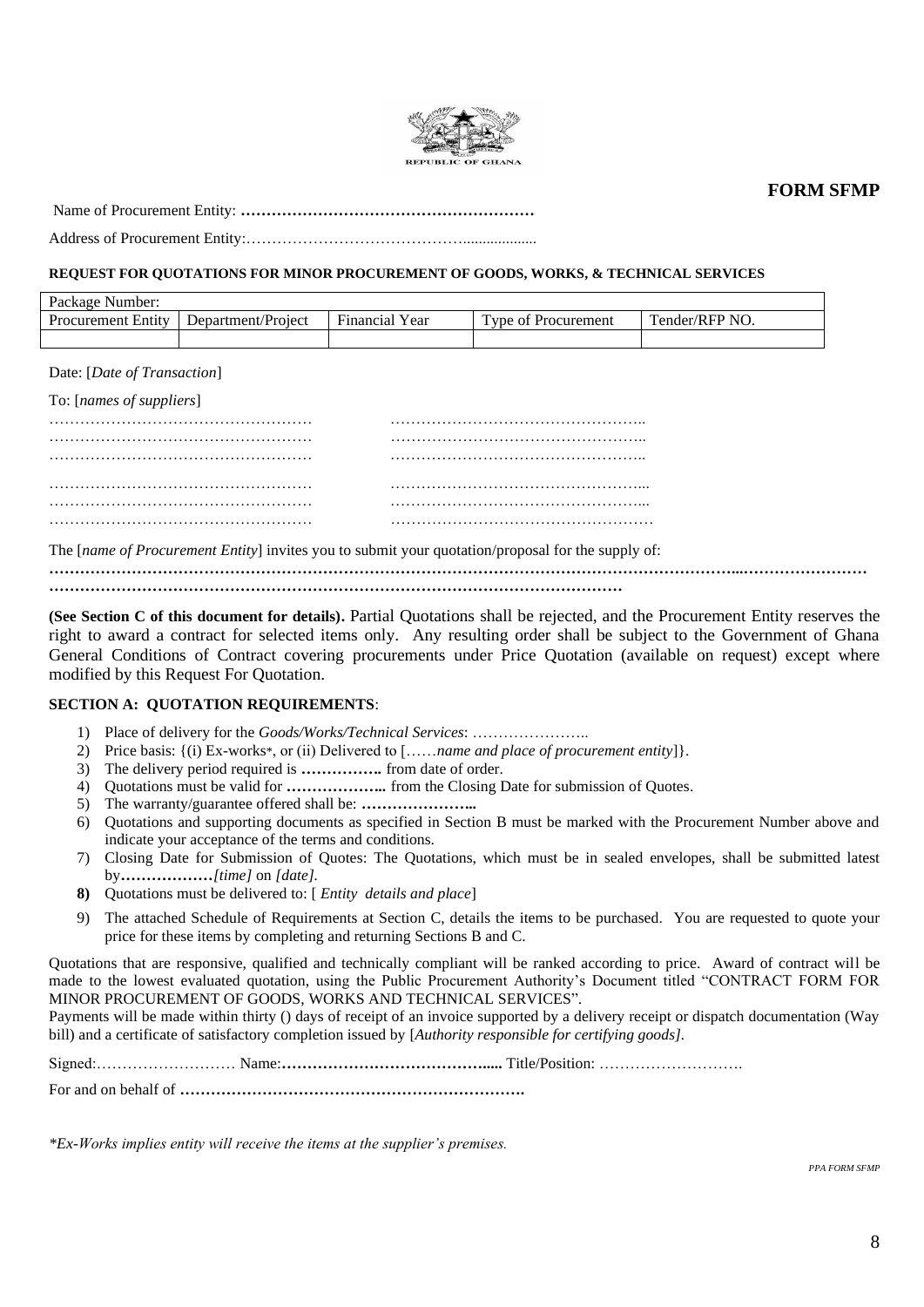**FORM SFMP**

Name of Procurement Entity: **…………………………………………………**

Address of Procurement Entity:…………………………………….................

**REQUEST FOR QUOTATIONS FOR MINOR PROCUREMENT OF GOODS, WORKS, & TECHNICAL SERVICES**

| Package Number: | | | | |
|---|---|---|---|---|
| Procurement Entity | Department/Project | Financial Year | Type of Procurement | Tender/RFP NO. |
| | | | | |

Date: [*Date of Transaction*]

To: [*names of suppliers*]

…………………………………………… …………………………………………..
…………………………………………… …………………………………………..
…………………………………………… …………………………………………..

…………………………………………… …………………………………………...
…………………………………………… …………………………………………...
…………………………………………… ……………………………………………

The [*name of Procurement Entity*] invites you to submit your quotation/proposal for the supply of:

**……………………………………………………………………………………………………………………..……………………**
**……………………………………………………………………………………………………**

**(See Section C of this document for details).** Partial Quotations shall be rejected, and the Procurement Entity reserves the right to award a contract for selected items only. Any resulting order shall be subject to the Government of Ghana General Conditions of Contract covering procurements under Price Quotation (available on request) except where modified by this Request For Quotation.

**SECTION A: QUOTATION REQUIREMENTS**:

1) Place of delivery for the *Goods/Works/Technical Services*: …………………..
2) Price basis: {(i) Ex-works*, or (ii) Delivered to [……*name and place of procurement entity*]}.
3) The delivery period required is **…………….** from date of order.
4) Quotations must be valid for **………………..** from the Closing Date for submission of Quotes.
5) The warranty/guarantee offered shall be: **…………………..**
6) Quotations and supporting documents as specified in Section B must be marked with the Procurement Number above and indicate your acceptance of the terms and conditions.
7) Closing Date for Submission of Quotes: The Quotations, which must be in sealed envelopes, shall be submitted latest by**………………***[time]* on *[date].*
8) Quotations must be delivered to: [ *Entity details and place*]
9) The attached Schedule of Requirements at Section C, details the items to be purchased. You are requested to quote your price for these items by completing and returning Sections B and C.

Quotations that are responsive, qualified and technically compliant will be ranked according to price. Award of contract will be made to the lowest evaluated quotation, using the Public Procurement Authority's Document titled "CONTRACT FORM FOR MINOR PROCUREMENT OF GOODS, WORKS AND TECHNICAL SERVICES".
Payments will be made within thirty () days of receipt of an invoice supported by a delivery receipt or dispatch documentation (Way bill) and a certificate of satisfactory completion issued by [*Authority responsible for certifying goods]*.

Signed:……………………… Name:**…………………………………....** Title/Position: ……………………….

For and on behalf of **………………………………………………………….**

**Ex-Works implies entity will receive the items at the supplier's premises.*

*PPA FORM SFMP*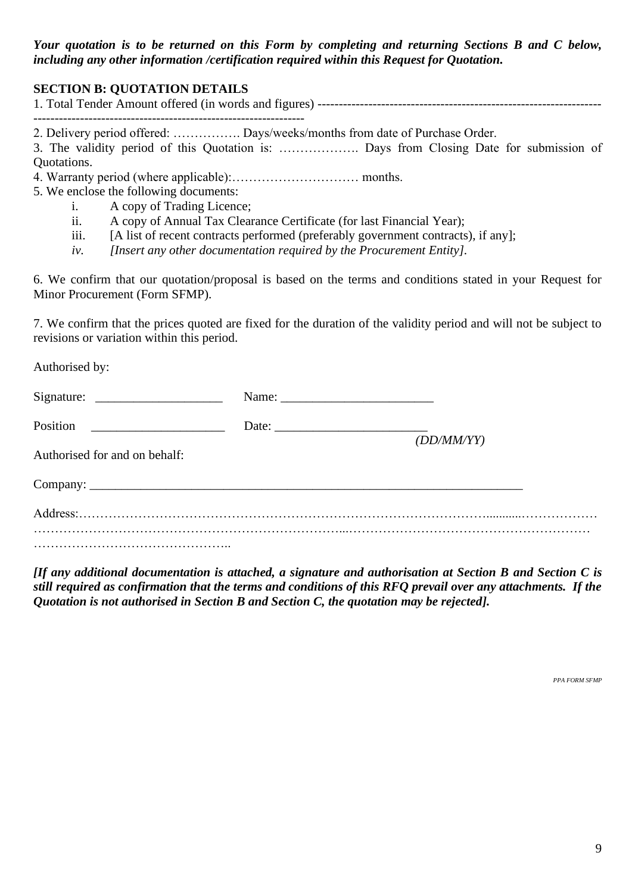***Your quotation is to be returned on this Form by completing and returning Sections B and C below, including any other information /certification required within this Request for Quotation.***

**SECTION B: QUOTATION DETAILS**

1. Total Tender Amount offered (in words and figures) ------------------------------------------------------------------------------------------------------------------------------------

2. Delivery period offered: ……………. Days/weeks/months from date of Purchase Order.

3. The validity period of this Quotation is: ………………. Days from Closing Date for submission of Quotations.

4. Warranty period (where applicable):………………………… months.

5. We enclose the following documents:
   - i. A copy of Trading Licence;
   - ii. A copy of Annual Tax Clearance Certificate (for last Financial Year);
   - iii. [A list of recent contracts performed (preferably government contracts), if any];
   - *iv. [Insert any other documentation required by the Procurement Entity].*

6. We confirm that our quotation/proposal is based on the terms and conditions stated in your Request for Minor Procurement (Form SFMP).

7. We confirm that the prices quoted are fixed for the duration of the validity period and will not be subject to revisions or variation within this period.

Authorised by:

Signature: ____________________ Name: ________________________

Position ____________________ Date: ________________________ *(DD/MM/YY)*

Authorised for and on behalf:

Company: ____________________________________________________________________

Address:……………………………………………………………………………………………………………………………………………………………………………………………………………………………………………………………………………………………………..

***[If any additional documentation is attached, a signature and authorisation at Section B and Section C is still required as confirmation that the terms and conditions of this RFQ prevail over any attachments. If the Quotation is not authorised in Section B and Section C, the quotation may be rejected].***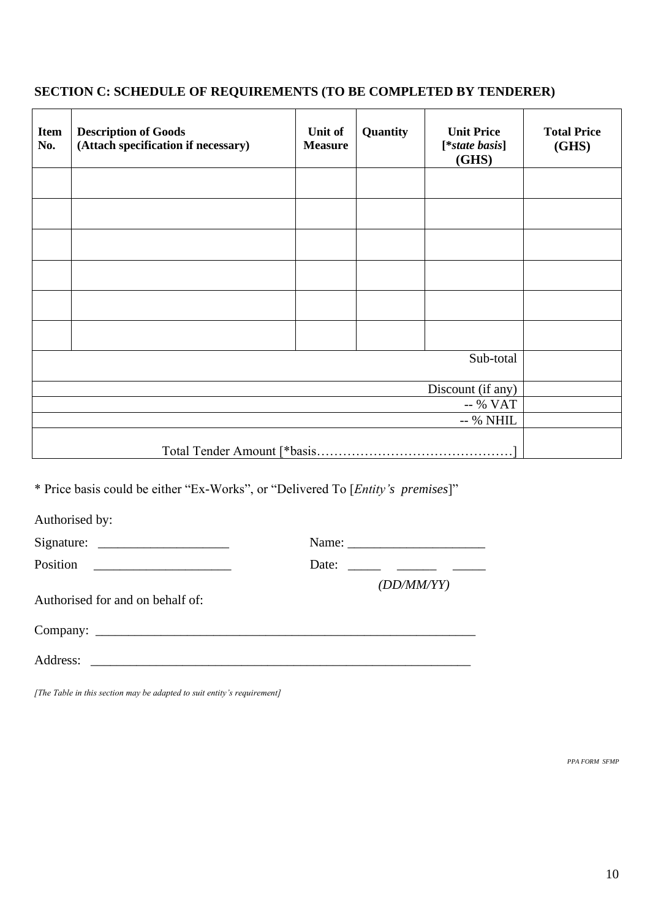## SECTION C: SCHEDULE OF REQUIREMENTS (TO BE COMPLETED BY TENDERER)

| Item No. | Description of Goods (Attach specification if necessary) | Unit of Measure | Quantity | Unit Price [**state basis*] (GHS) | Total Price (GHS) |
|---|---|---|---|---|---|
| | | | | | |
| | | | | | |
| | | | | | |
| | | | | | |
| | | | | | |
| | | | | | |
| | | | | Sub-total | |
| | | | | Discount (if any) | |
| | | | | -- % VAT | |
| | | | | -- % NHIL | |
| | | | | Total Tender Amount [*basis……………………………………] | |

* Price basis could be either "Ex-Works", or "Delivered To [*Entity's premises*]"

Authorised by:

Signature: ____________________ Name: _____________________

Position _____________________ Date: _____ ______ _____
*(DD/MM/YY)*

Authorised for and on behalf of:

Company: ____________________________________________________________

Address: ____________________________________________________________

*[The Table in this section may be adapted to suit entity's requirement]*

*PPA FORM SFMP*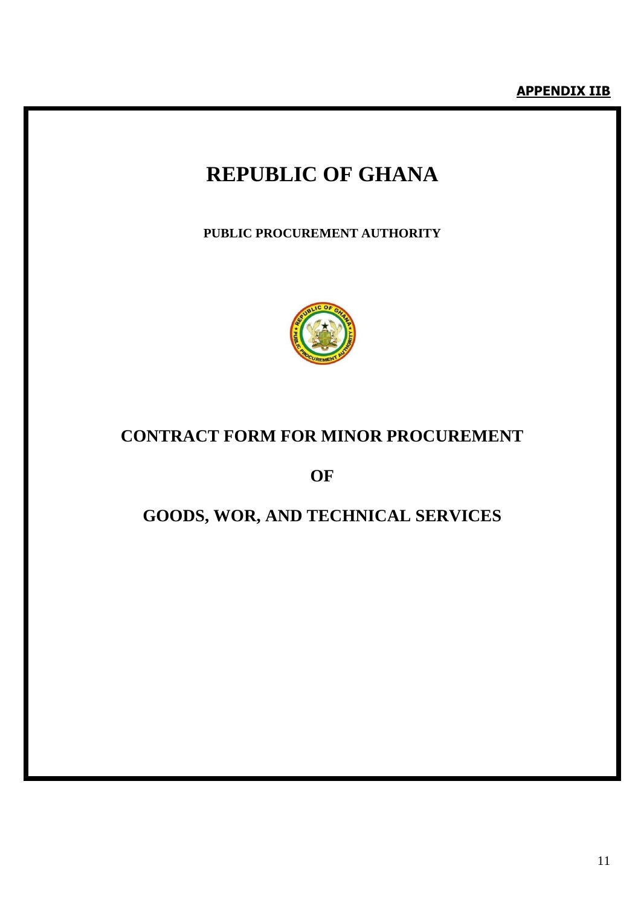**APPENDIX IIB**

# REPUBLIC OF GHANA

**PUBLIC PROCUREMENT AUTHORITY**

## CONTRACT FORM FOR MINOR PROCUREMENT

## OF

## GOODS, WOR, AND TECHNICAL SERVICES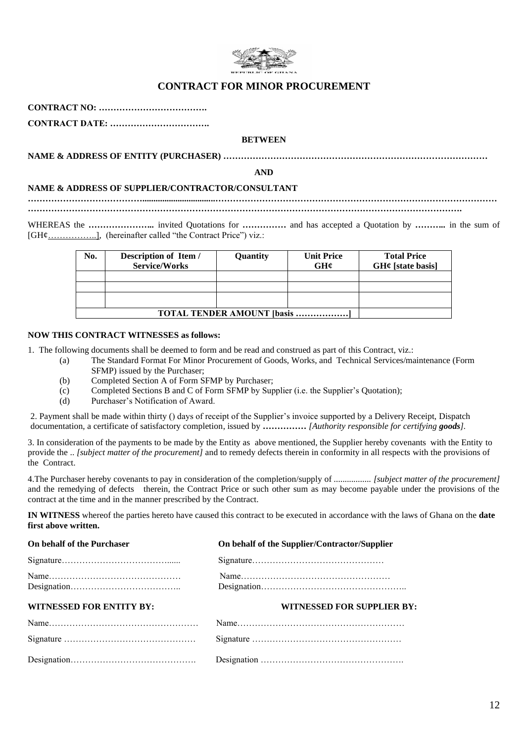REPUBLIC OF GHANA

# CONTRACT FOR MINOR PROCUREMENT

**CONTRACT NO: ……………………………….**

**CONTRACT DATE: …………………………….**

**BETWEEN**

**NAME & ADDRESS OF ENTITY (PURCHASER) ……………………………………………………………………………**

**AND**

**NAME & ADDRESS OF SUPPLIER/CONTRACTOR/CONSULTANT**

**……………………………………………………………………………………………………………………………………………………………………………………………………………………………………………………………….**

WHEREAS the **…………………..** invited Quotations for **……………** and has accepted a Quotation by **………..** in the sum of [GH¢……………..], (hereinafter called "the Contract Price") viz.:

| No. | Description of Item / Service/Works | Quantity | Unit Price GH¢ | Total Price GH¢ [state basis] |
|---|---|---|---|---|
| | | | | |
| | | | | |
| | | | | |
| **TOTAL TENDER AMOUNT [basis ………………]** | | | | |

**NOW THIS CONTRACT WITNESSES as follows:**

1. The following documents shall be deemed to form and be read and construed as part of this Contract, viz.:
   - (a) The Standard Format For Minor Procurement of Goods, Works, and Technical Services/maintenance (Form SFMP) issued by the Purchaser;
   - (b) Completed Section A of Form SFMP by Purchaser;
   - (c) Completed Sections B and C of Form SFMP by Supplier (i.e. the Supplier's Quotation);
   - (d) Purchaser's Notification of Award.

2. Payment shall be made within thirty () days of receipt of the Supplier's invoice supported by a Delivery Receipt, Dispatch documentation, a certificate of satisfactory completion, issued by **……………** *[Authority responsible for certifying **goods**]*.

3. In consideration of the payments to be made by the Entity as above mentioned, the Supplier hereby covenants with the Entity to provide the .. *[subject matter of the procurement]* and to remedy defects therein in conformity in all respects with the provisions of the Contract.

4.The Purchaser hereby covenants to pay in consideration of the completion/supply of ................ *[subject matter of the procurement]* and the remedying of defects therein, the Contract Price or such other sum as may become payable under the provisions of the contract at the time and in the manner prescribed by the Contract.

**IN WITNESS** whereof the parties hereto have caused this contract to be executed in accordance with the laws of Ghana on the **date first above written.**

**On behalf of the Purchaser**

Signature………………………………......

Name………………………………………

Designation………………………………..

**On behalf of the Supplier/Contractor/Supplier**

Signature………………………………………

Name……………………………………………

Designation…………………………………………..

**WITNESSED FOR ENTITY BY:**

Name……………………………………………

Signature ………………………………………

Designation…………………………………….

**WITNESSED FOR SUPPLIER BY:**

Name…………………………………………………

Signature ……………………………………………

Designation ………………………………………….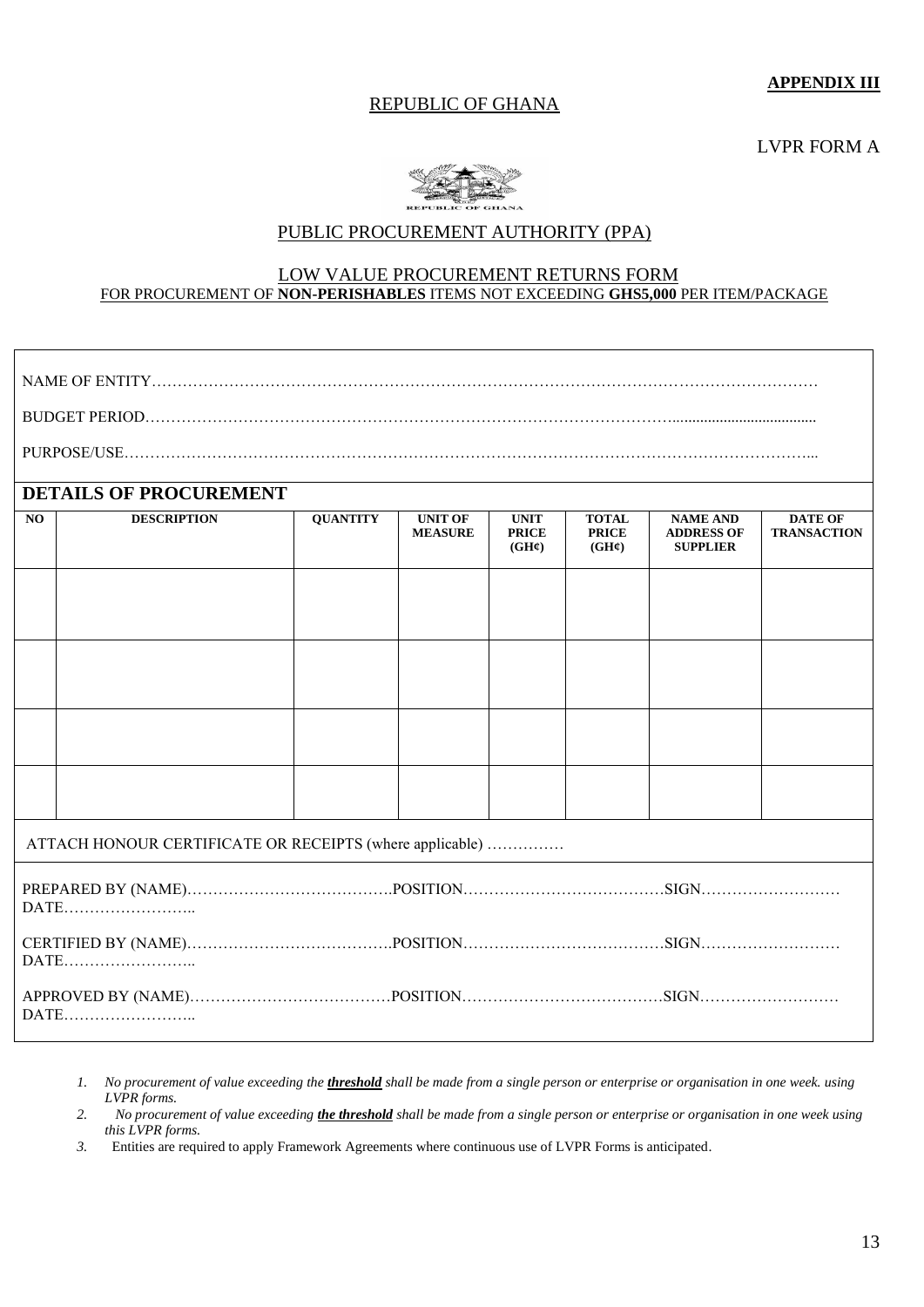**APPENDIX III**

REPUBLIC OF GHANA

LVPR FORM A

PUBLIC PROCUREMENT AUTHORITY (PPA)

LOW VALUE PROCUREMENT RETURNS FORM

FOR PROCUREMENT OF **NON-PERISHABLES** ITEMS NOT EXCEEDING **GHS5,000** PER ITEM/PACKAGE

NAME OF ENTITY……………………………………………………………………………………………………………

BUDGET PERIOD……………………………………………………………………………………………....................................

PURPOSE/USE……………………………………………………………………………………………………………………...

**DETAILS OF PROCUREMENT**

| NO | DESCRIPTION | QUANTITY | UNIT OF MEASURE | UNIT PRICE (GH¢) | TOTAL PRICE (GH¢) | NAME AND ADDRESS OF SUPPLIER | DATE OF TRANSACTION |
|---|---|---|---|---|---|---|---|
| | | | | | | | |
| | | | | | | | |
| | | | | | | | |
| | | | | | | | |

ATTACH HONOUR CERTIFICATE OR RECEIPTS (where applicable) ……………

PREPARED BY (NAME)………………………………….POSITION…………………………………SIGN………………………
DATE……………………..

CERTIFIED BY (NAME)………………………………….POSITION…………………………………SIGN………………………
DATE……………………..

APPROVED BY (NAME)…………………………………POSITION…………………………………SIGN………………………
DATE……………………..

1. *No procurement of value exceeding the* ***threshold*** *shall be made from a single person or enterprise or organisation in one week. using LVPR forms.*
2. *No procurement of value exceeding* ***the threshold*** *shall be made from a single person or enterprise or organisation in one week using this LVPR forms.*
3. Entities are required to apply Framework Agreements where continuous use of LVPR Forms is anticipated.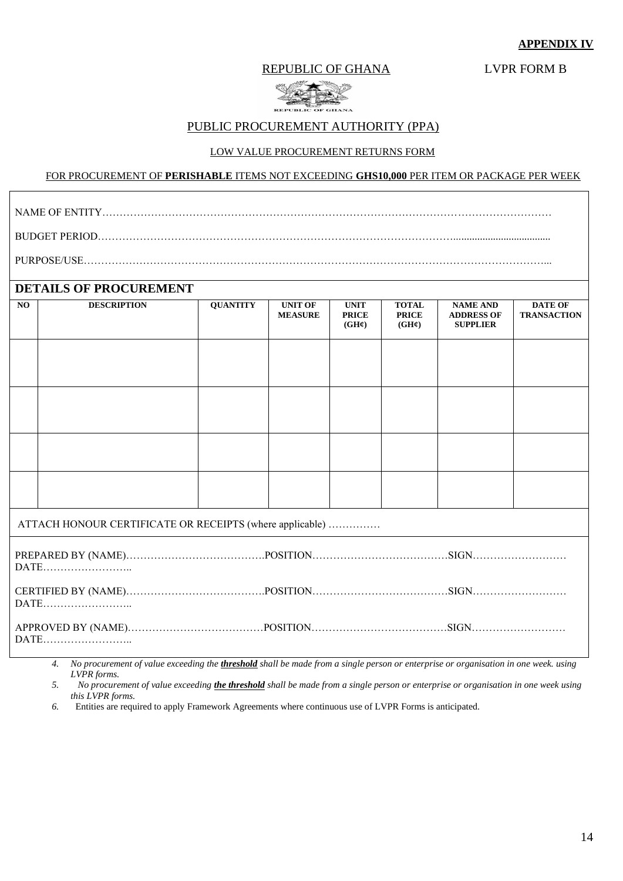**APPENDIX IV**

REPUBLIC OF GHANA LVPR FORM B

REPUBLIC OF GHANA

PUBLIC PROCUREMENT AUTHORITY (PPA)

LOW VALUE PROCUREMENT RETURNS FORM

FOR PROCUREMENT OF **PERISHABLE** ITEMS NOT EXCEEDING **GHS10,000** PER ITEM OR PACKAGE PER WEEK

NAME OF ENTITY……………………………………………………………………………………………………………

BUDGET PERIOD……………………………………………………………………………………......................................

PURPOSE/USE……………………………………………………………………………………………………………...

## DETAILS OF PROCUREMENT

| NO | DESCRIPTION | QUANTITY | UNIT OF MEASURE | UNIT PRICE (GH¢) | TOTAL PRICE (GH¢) | NAME AND ADDRESS OF SUPPLIER | DATE OF TRANSACTION |
|---|---|---|---|---|---|---|---|
| | | | | | | | |
| | | | | | | | |
| | | | | | | | |
| | | | | | | | |

ATTACH HONOUR CERTIFICATE OR RECEIPTS (where applicable) ……………

PREPARED BY (NAME)………………………………….POSITION…………………………………SIGN……………………… DATE……………………..

CERTIFIED BY (NAME)………………………………….POSITION…………………………………SIGN……………………… DATE……………………..

APPROVED BY (NAME)…………………………………POSITION…………………………………SIGN……………………… DATE……………………..

4. *No procurement of value exceeding the **threshold** shall be made from a single person or enterprise or organisation in one week. using LVPR forms.*
5. *No procurement of value exceeding **the threshold** shall be made from a single person or enterprise or organisation in one week using this LVPR forms.*
6. Entities are required to apply Framework Agreements where continuous use of LVPR Forms is anticipated.